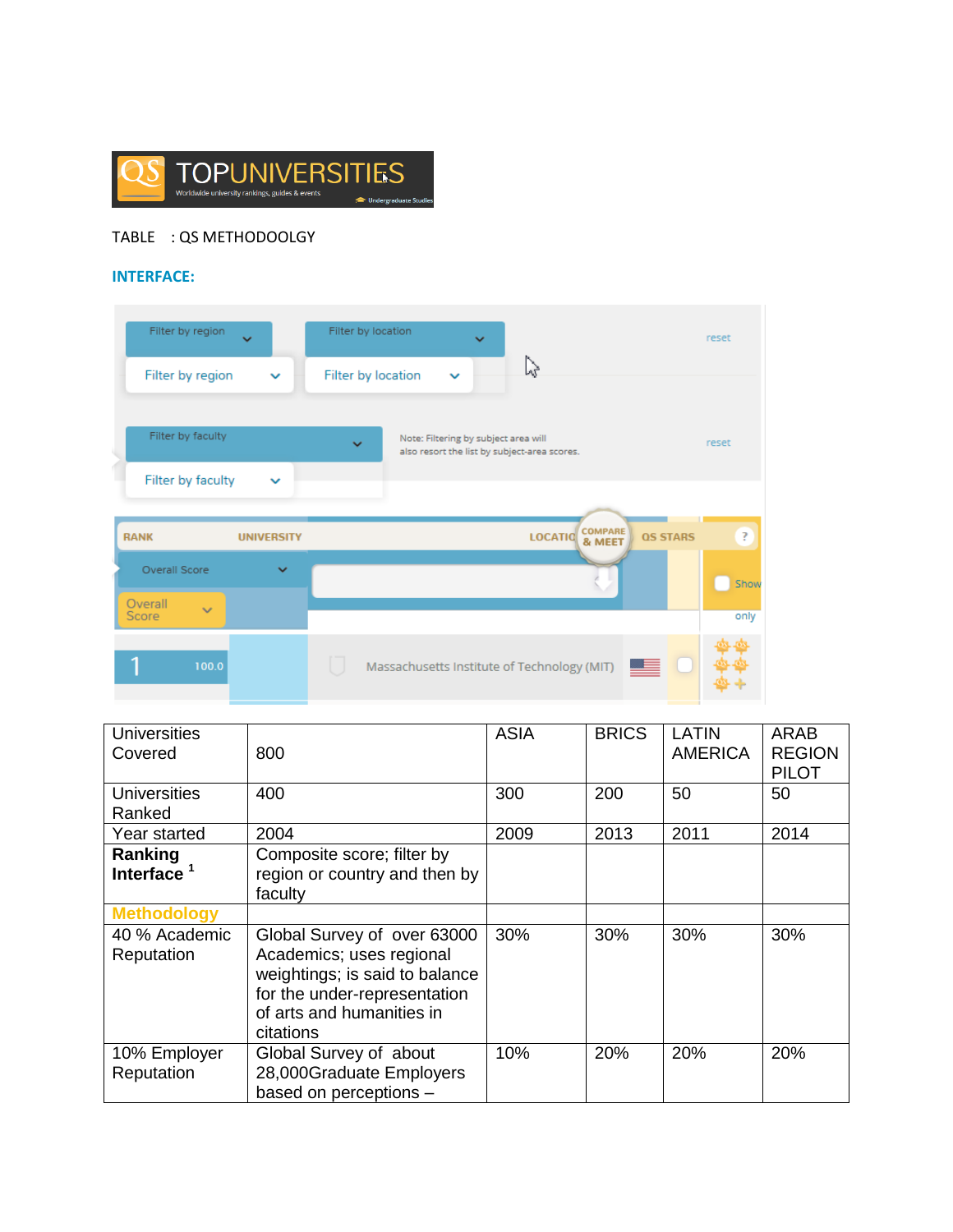TABLE : QS METHODOOLGY

**INTERFACE:**

| Universities Covered | 800 | ASIA | BRICS | LATIN AMERICA | ARAB REGION PILOT |
|---|---|---|---|---|---|
| Universities Ranked | 400 | 300 | 200 | 50 | 50 |
| Year started | 2004 | 2009 | 2013 | 2011 | 2014 |
| **Ranking Interface** [1] | Composite score; filter by region or country and then by faculty | | | | |
| **Methodology** | | | | | |
| 40 % Academic Reputation | Global Survey of over 63000 Academics; uses regional weightings; is said to balance for the under-representation of arts and humanities in citations | 30% | 30% | 30% | 30% |
| 10% Employer Reputation | Global Survey of about 28,000Graduate Employers based on perceptions – | 10% | 20% | 20% | 20% |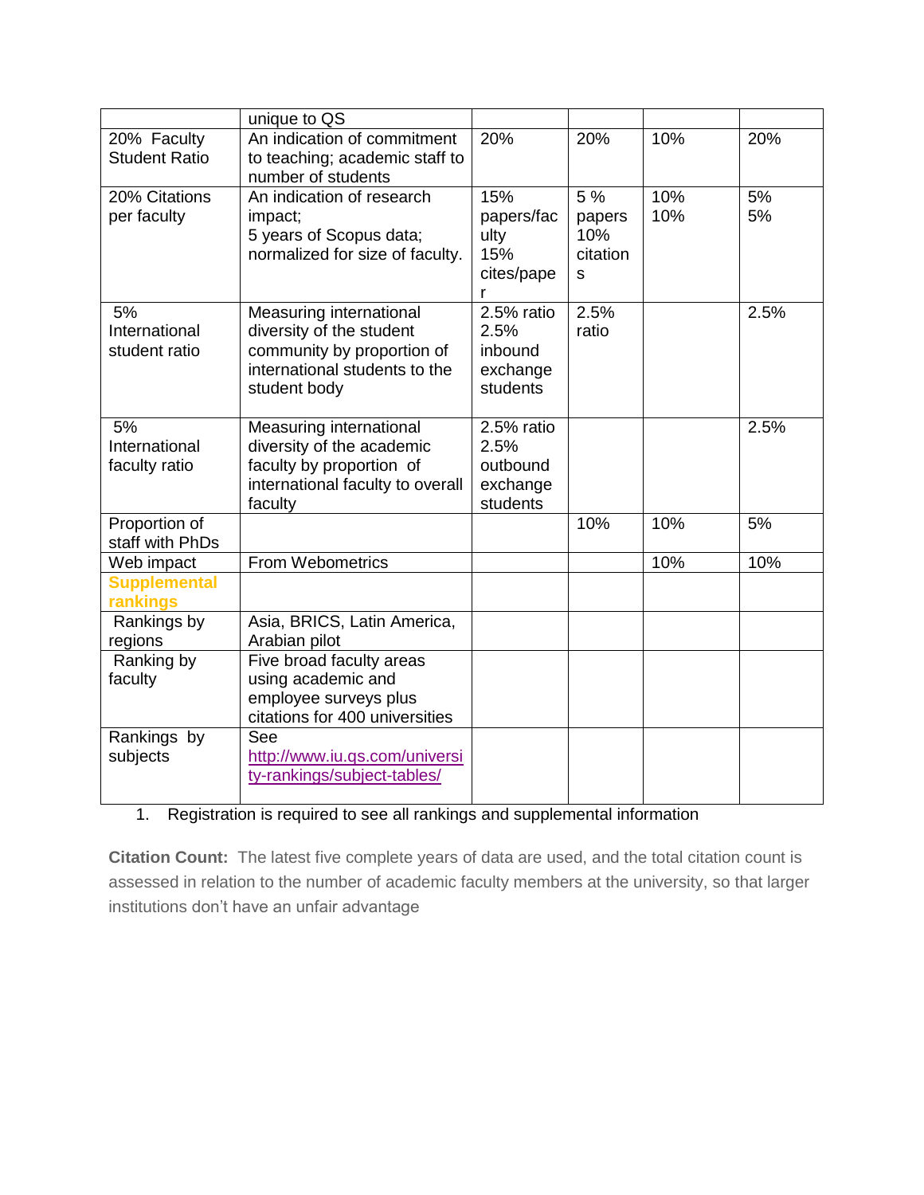| | | | | | |
|---|---|---|---|---|---|
| | unique to QS | | | | |
| 20% Faculty Student Ratio | An indication of commitment to teaching; academic staff to number of students | 20% | 20% | 10% | 20% |
| 20% Citations per faculty | An indication of research impact;<br>5 years of Scopus data; normalized for size of faculty. | 15% papers/faculty<br>15% cites/paper | 5 % papers<br>10% citations | 10%<br>10% | 5%<br>5% |
| 5% International student ratio | Measuring international diversity of the student community by proportion of international students to the student body | 2.5% ratio<br>2.5% inbound exchange students | 2.5% ratio | | 2.5% |
| 5% International faculty ratio | Measuring international diversity of the academic faculty by proportion of international faculty to overall faculty | 2.5% ratio<br>2.5% outbound exchange students | | | 2.5% |
| Proportion of staff with PhDs | | | 10% | 10% | 5% |
| Web impact | From Webometrics | | | 10% | 10% |
| **Supplemental rankings** | | | | | |
| Rankings by regions | Asia, BRICS, Latin America, Arabian pilot | | | | |
| Ranking by faculty | Five broad faculty areas using academic and employee surveys plus citations for 400 universities | | | | |
| Rankings by subjects | See http://www.iu.qs.com/university-rankings/subject-tables/ | | | | |

1. Registration is required to see all rankings and supplemental information

**Citation Count:** The latest five complete years of data are used, and the total citation count is assessed in relation to the number of academic faculty members at the university, so that larger institutions don't have an unfair advantage